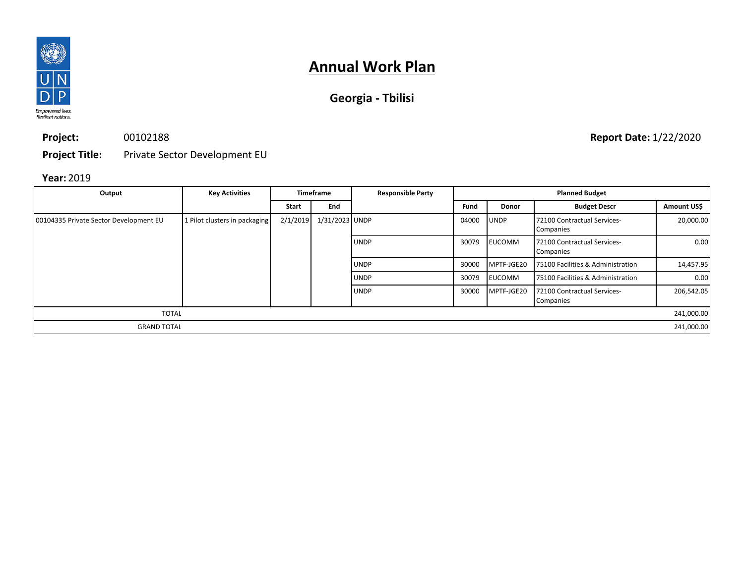# Annual Work Plan

## Georgia - Tbilisi

**Project:** 00102188 **Report Date:** 1/22/2020

**Project Title:** Private Sector Development EU

**Year:** 2019

| Output | Key Activities | Timeframe | | Responsible Party | Planned Budget | | | |
|---|---|---|---|---|---|---|---|---|
| | | Start | End | | Fund | Donor | Budget Descr | Amount US$ |
| 00104335 Private Sector Development EU | 1 Pilot clusters in packaging | 2/1/2019 | 1/31/2023 | UNDP | 04000 | UNDP | 72100 Contractual Services-Companies | 20,000.00 |
| | | | | UNDP | 30079 | EUCOMM | 72100 Contractual Services-Companies | 0.00 |
| | | | | UNDP | 30000 | MPTF-JGE20 | 75100 Facilities & Administration | 14,457.95 |
| | | | | UNDP | 30079 | EUCOMM | 75100 Facilities & Administration | 0.00 |
| | | | | UNDP | 30000 | MPTF-JGE20 | 72100 Contractual Services-Companies | 206,542.05 |
| TOTAL | | | | | | | | 241,000.00 |
| GRAND TOTAL | | | | | | | | 241,000.00 |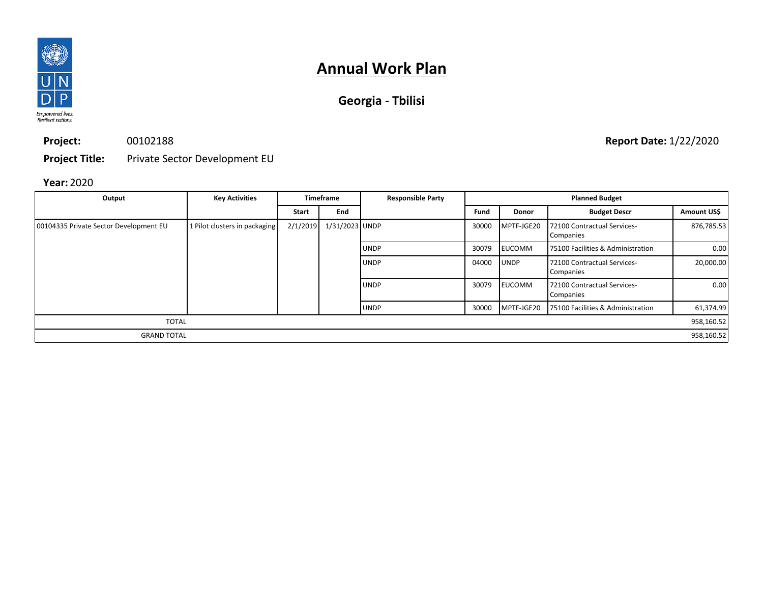# Annual Work Plan

## Georgia - Tbilisi

**Project:** 00102188

**Report Date:** 1/22/2020

**Project Title:** Private Sector Development EU

**Year:** 2020

| Output | Key Activities | Timeframe | | Responsible Party | Planned Budget | | | |
|---|---|---|---|---|---|---|---|---|
| | | Start | End | | Fund | Donor | Budget Descr | Amount US$ |
| 00104335 Private Sector Development EU | 1 Pilot clusters in packaging | 2/1/2019 | 1/31/2023 | UNDP | 30000 | MPTF-JGE20 | 72100 Contractual Services-Companies | 876,785.53 |
| | | | | UNDP | 30079 | EUCOMM | 75100 Facilities & Administration | 0.00 |
| | | | | UNDP | 04000 | UNDP | 72100 Contractual Services-Companies | 20,000.00 |
| | | | | UNDP | 30079 | EUCOMM | 72100 Contractual Services-Companies | 0.00 |
| | | | | UNDP | 30000 | MPTF-JGE20 | 75100 Facilities & Administration | 61,374.99 |
| TOTAL | | | | | | | | 958,160.52 |
| GRAND TOTAL | | | | | | | | 958,160.52 |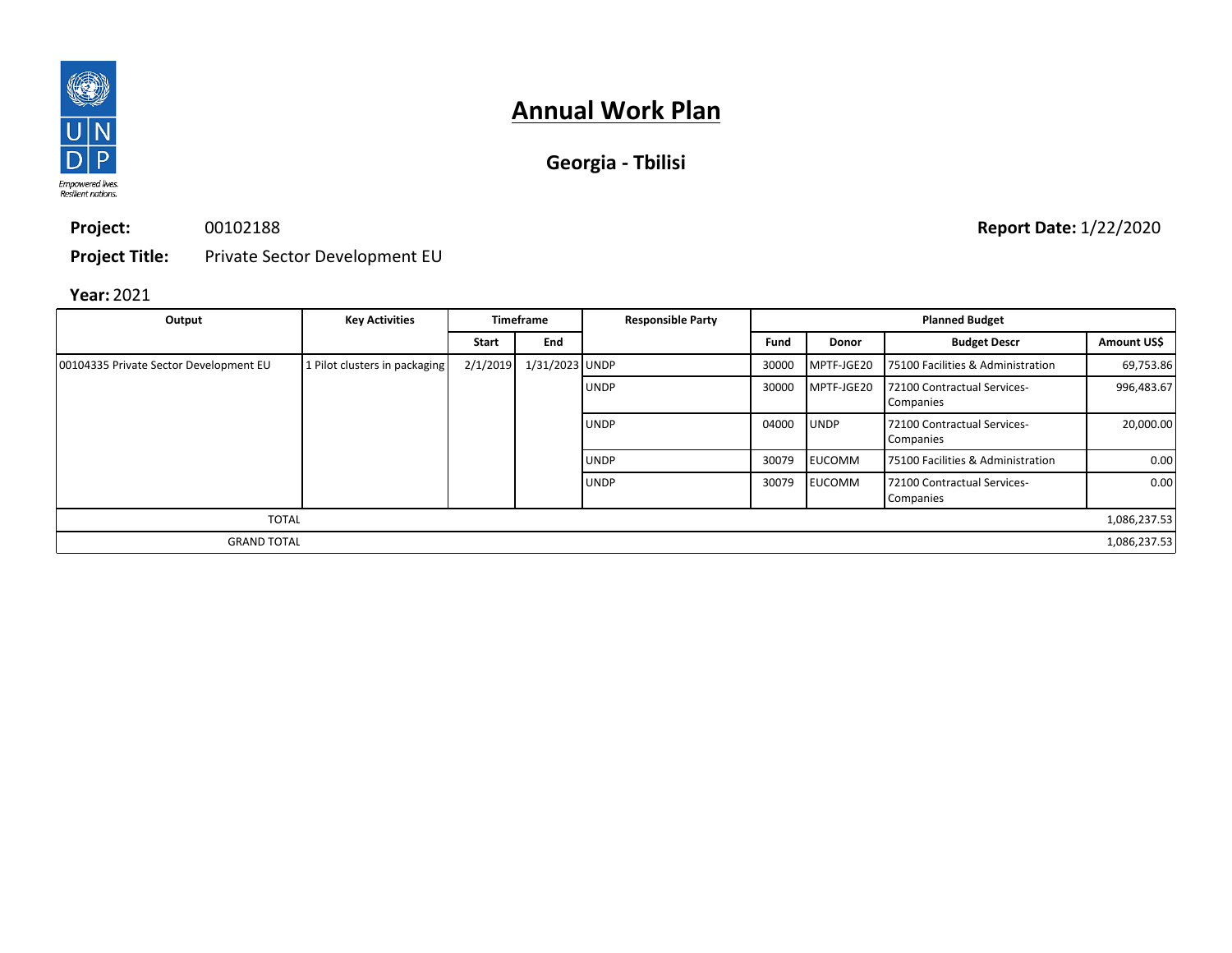# Annual Work Plan

## Georgia - Tbilisi

**Project:** 00102188

**Report Date:** 1/22/2020

**Project Title:** Private Sector Development EU

**Year:** 2021

| Output | Key Activities | Timeframe | | Responsible Party | Planned Budget | | | |
|---|---|---|---|---|---|---|---|---|
| | | Start | End | | Fund | Donor | Budget Descr | Amount US$ |
| 00104335 Private Sector Development EU | 1 Pilot clusters in packaging | 2/1/2019 | 1/31/2023 | UNDP | 30000 | MPTF-JGE20 | 75100 Facilities & Administration | 69,753.86 |
| | | | | UNDP | 30000 | MPTF-JGE20 | 72100 Contractual Services-Companies | 996,483.67 |
| | | | | UNDP | 04000 | UNDP | 72100 Contractual Services-Companies | 20,000.00 |
| | | | | UNDP | 30079 | EUCOMM | 75100 Facilities & Administration | 0.00 |
| | | | | UNDP | 30079 | EUCOMM | 72100 Contractual Services-Companies | 0.00 |
| TOTAL | | | | | | | | 1,086,237.53 |
| GRAND TOTAL | | | | | | | | 1,086,237.53 |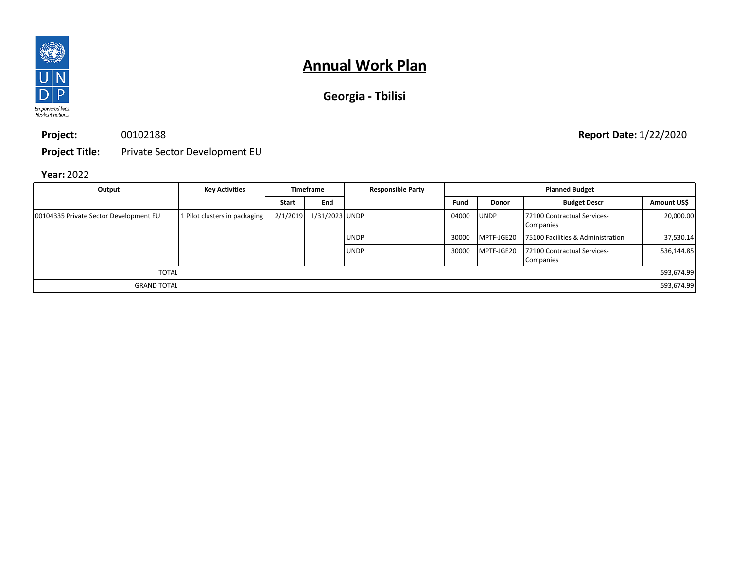# Annual Work Plan

## Georgia - Tbilisi

**Project:** 00102188

**Report Date:** 1/22/2020

**Project Title:** Private Sector Development EU

**Year:** 2022

| Output | Key Activities | Timeframe | | Responsible Party | Planned Budget | | | |
|---|---|---|---|---|---|---|---|---|
| | | Start | End | | Fund | Donor | Budget Descr | Amount US$ |
| 00104335 Private Sector Development EU | 1 Pilot clusters in packaging | 2/1/2019 | 1/31/2023 | UNDP | 04000 | UNDP | 72100 Contractual Services-Companies | 20,000.00 |
| | | | | UNDP | 30000 | MPTF-JGE20 | 75100 Facilities & Administration | 37,530.14 |
| | | | | UNDP | 30000 | MPTF-JGE20 | 72100 Contractual Services-Companies | 536,144.85 |
| TOTAL | | | | | | | | 593,674.99 |
| GRAND TOTAL | | | | | | | | 593,674.99 |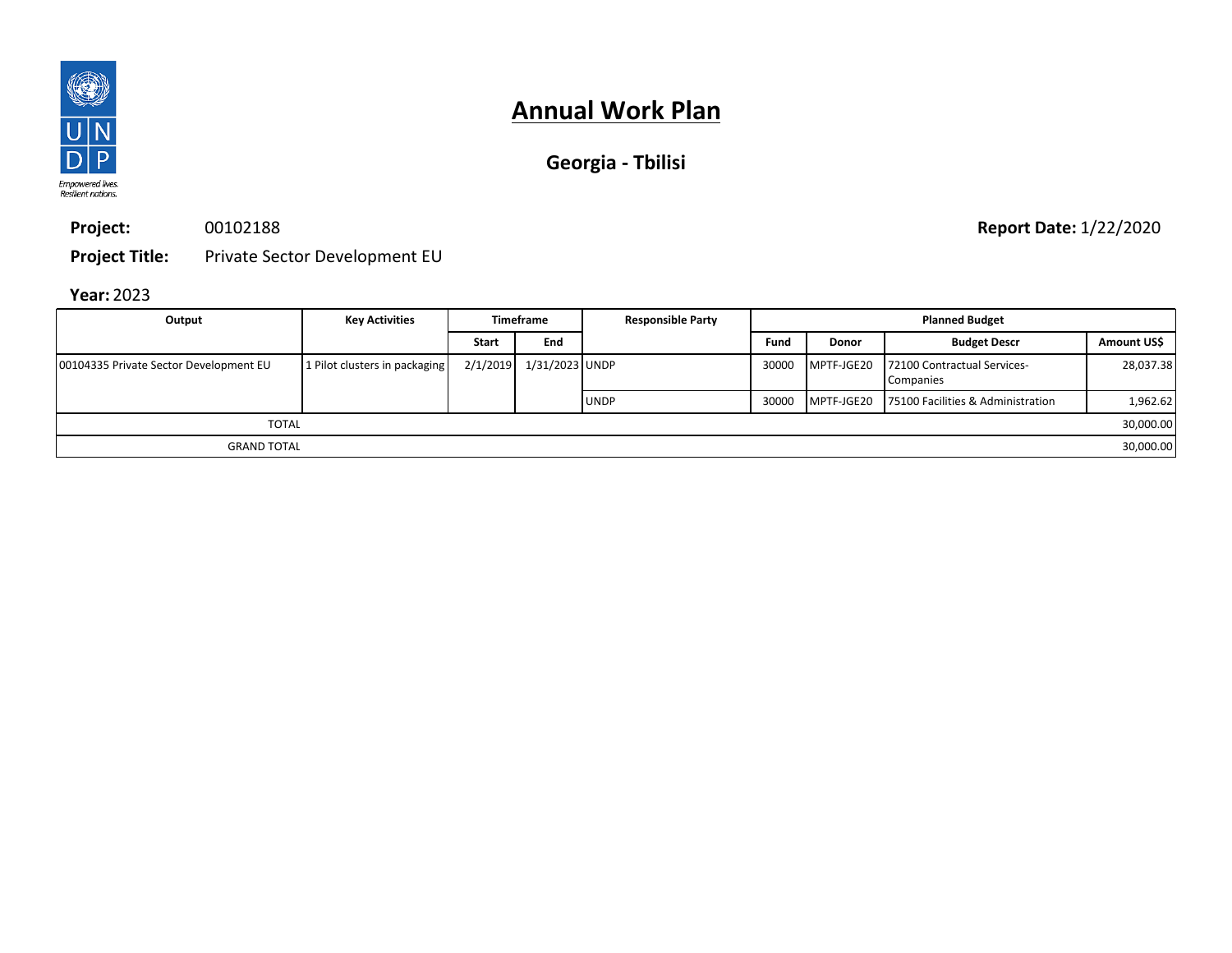# Annual Work Plan

## Georgia - Tbilisi

**Project:** 00102188

**Project Title:** Private Sector Development EU

**Report Date:** 1/22/2020

**Year:** 2023

| Output | Key Activities | Timeframe | | Responsible Party | Planned Budget | | | |
|---|---|---|---|---|---|---|---|---|
| | | Start | End | | Fund | Donor | Budget Descr | Amount US$ |
| 00104335 Private Sector Development EU | 1 Pilot clusters in packaging | 2/1/2019 | 1/31/2023 | UNDP | 30000 | MPTF-JGE20 | 72100 Contractual Services-Companies | 28,037.38 |
| | | | | UNDP | 30000 | MPTF-JGE20 | 75100 Facilities & Administration | 1,962.62 |
| TOTAL | | | | | | | | 30,000.00 |
| GRAND TOTAL | | | | | | | | 30,000.00 |